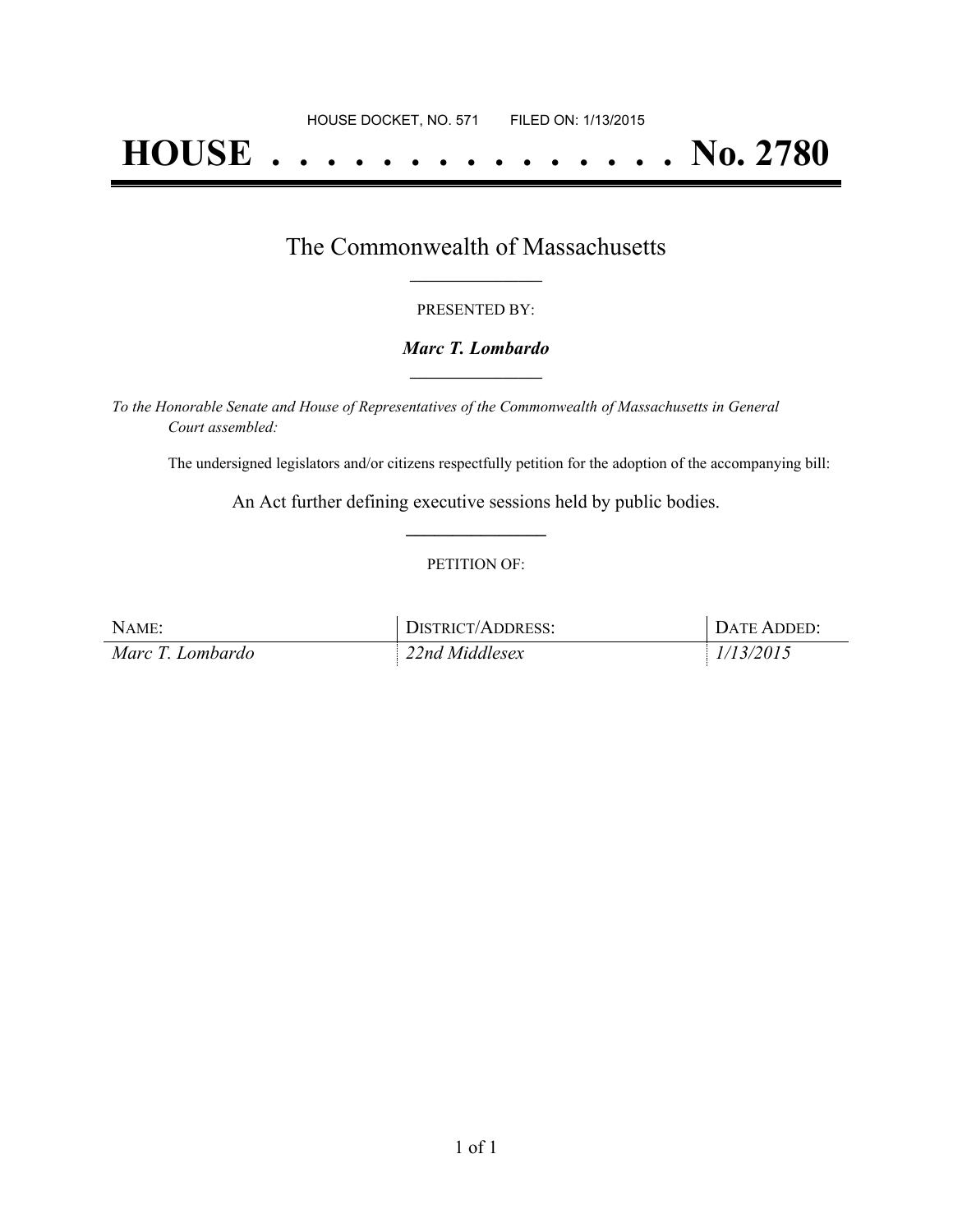HOUSE DOCKET, NO. 571 FILED ON: 1/13/2015

# HOUSE . . . . . . . . . . . . . . . No. 2780

## The Commonwealth of Massachusetts

PRESENTED BY:

***Marc T. Lombardo***

*To the Honorable Senate and House of Representatives of the Commonwealth of Massachusetts in General Court assembled:*

The undersigned legislators and/or citizens respectfully petition for the adoption of the accompanying bill:

An Act further defining executive sessions held by public bodies.

PETITION OF:

| NAME: | DISTRICT/ADDRESS: | DATE ADDED: |
|---|---|---|
| *Marc T. Lombardo* | *22nd Middlesex* | *1/13/2015* |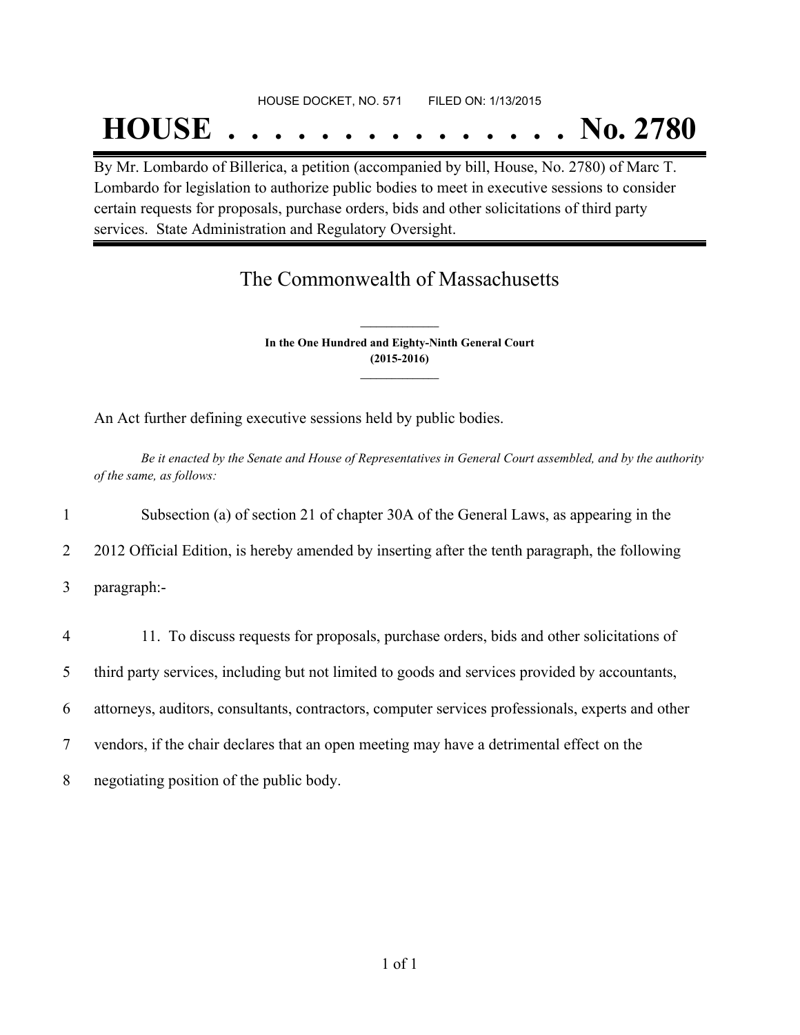HOUSE DOCKET, NO. 571 FILED ON: 1/13/2015

# HOUSE . . . . . . . . . . . . . . . No. 2780

By Mr. Lombardo of Billerica, a petition (accompanied by bill, House, No. 2780) of Marc T. Lombardo for legislation to authorize public bodies to meet in executive sessions to consider certain requests for proposals, purchase orders, bids and other solicitations of third party services. State Administration and Regulatory Oversight.

## The Commonwealth of Massachusetts

**In the One Hundred and Eighty-Ninth General Court**
**(2015-2016)**

An Act further defining executive sessions held by public bodies.

*Be it enacted by the Senate and House of Representatives in General Court assembled, and by the authority of the same, as follows:*

1 Subsection (a) of section 21 of chapter 30A of the General Laws, as appearing in the
2 2012 Official Edition, is hereby amended by inserting after the tenth paragraph, the following
3 paragraph:-

4 11. To discuss requests for proposals, purchase orders, bids and other solicitations of
5 third party services, including but not limited to goods and services provided by accountants,
6 attorneys, auditors, consultants, contractors, computer services professionals, experts and other
7 vendors, if the chair declares that an open meeting may have a detrimental effect on the
8 negotiating position of the public body.